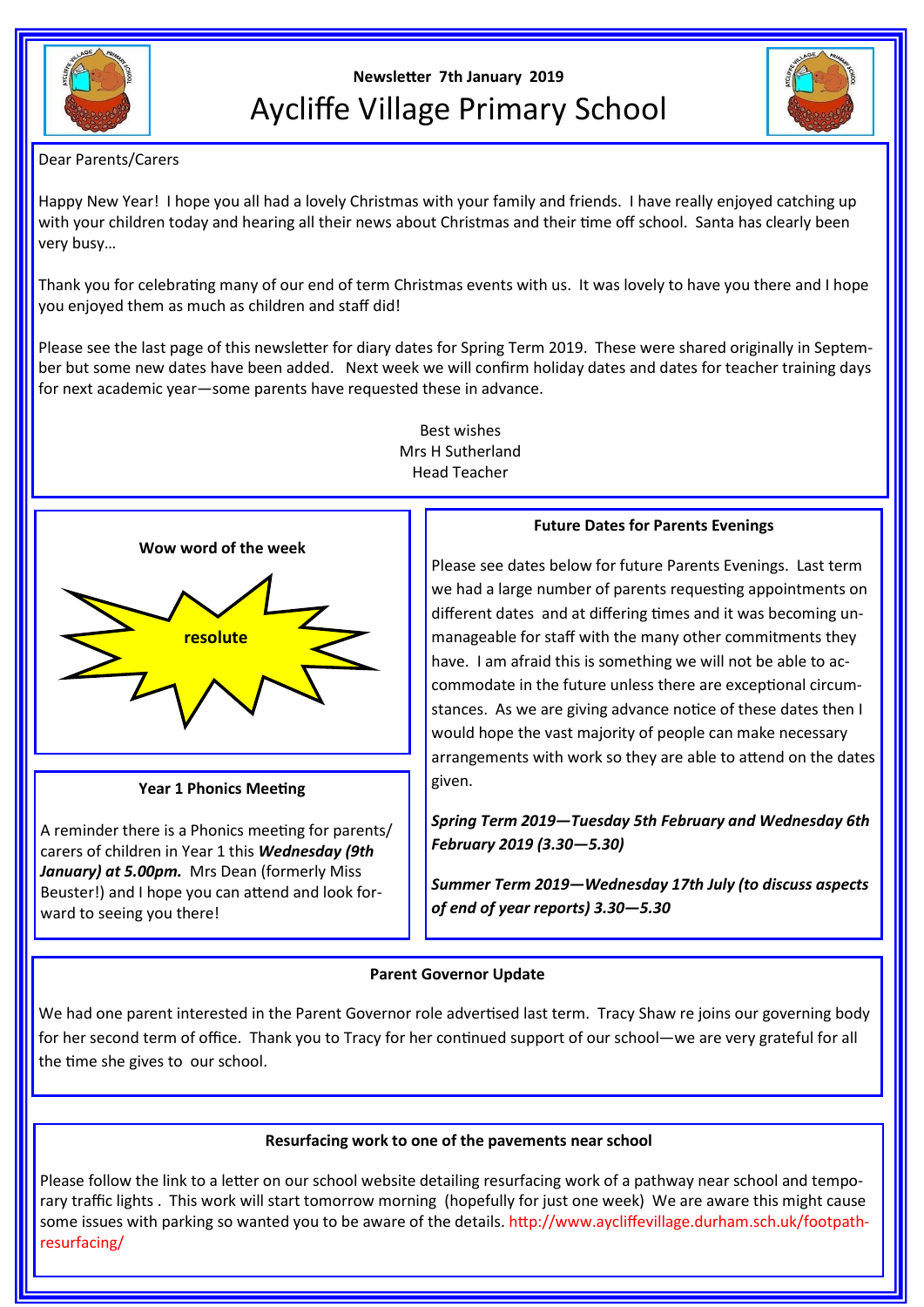**Newsletter 7th January 2019**

# Aycliffe Village Primary School

Dear Parents/Carers

Happy New Year! I hope you all had a lovely Christmas with your family and friends. I have really enjoyed catching up with your children today and hearing all their news about Christmas and their time off school. Santa has clearly been very busy…

Thank you for celebrating many of our end of term Christmas events with us. It was lovely to have you there and I hope you enjoyed them as much as children and staff did!

Please see the last page of this newsletter for diary dates for Spring Term 2019. These were shared originally in September but some new dates have been added. Next week we will confirm holiday dates and dates for teacher training days for next academic year—some parents have requested these in advance.

Best wishes
Mrs H Sutherland
Head Teacher

### Wow word of the week

**resolute**

### Year 1 Phonics Meeting

A reminder there is a Phonics meeting for parents/carers of children in Year 1 this ***Wednesday (9th January) at 5.00pm.*** Mrs Dean (formerly Miss Beuster!) and I hope you can attend and look forward to seeing you there!

### Future Dates for Parents Evenings

Please see dates below for future Parents Evenings. Last term we had a large number of parents requesting appointments on different dates and at differing times and it was becoming unmanageable for staff with the many other commitments they have. I am afraid this is something we will not be able to accommodate in the future unless there are exceptional circumstances. As we are giving advance notice of these dates then I would hope the vast majority of people can make necessary arrangements with work so they are able to attend on the dates given.

***Spring Term 2019—Tuesday 5th February and Wednesday 6th February 2019 (3.30—5.30)***

***Summer Term 2019—Wednesday 17th July (to discuss aspects of end of year reports) 3.30—5.30***

### Parent Governor Update

We had one parent interested in the Parent Governor role advertised last term. Tracy Shaw re joins our governing body for her second term of office. Thank you to Tracy for her continued support of our school—we are very grateful for all the time she gives to our school.

### Resurfacing work to one of the pavements near school

Please follow the link to a letter on our school website detailing resurfacing work of a pathway near school and temporary traffic lights . This work will start tomorrow morning (hopefully for just one week) We are aware this might cause some issues with parking so wanted you to be aware of the details. http://www.aycliffevillage.durham.sch.uk/footpath-resurfacing/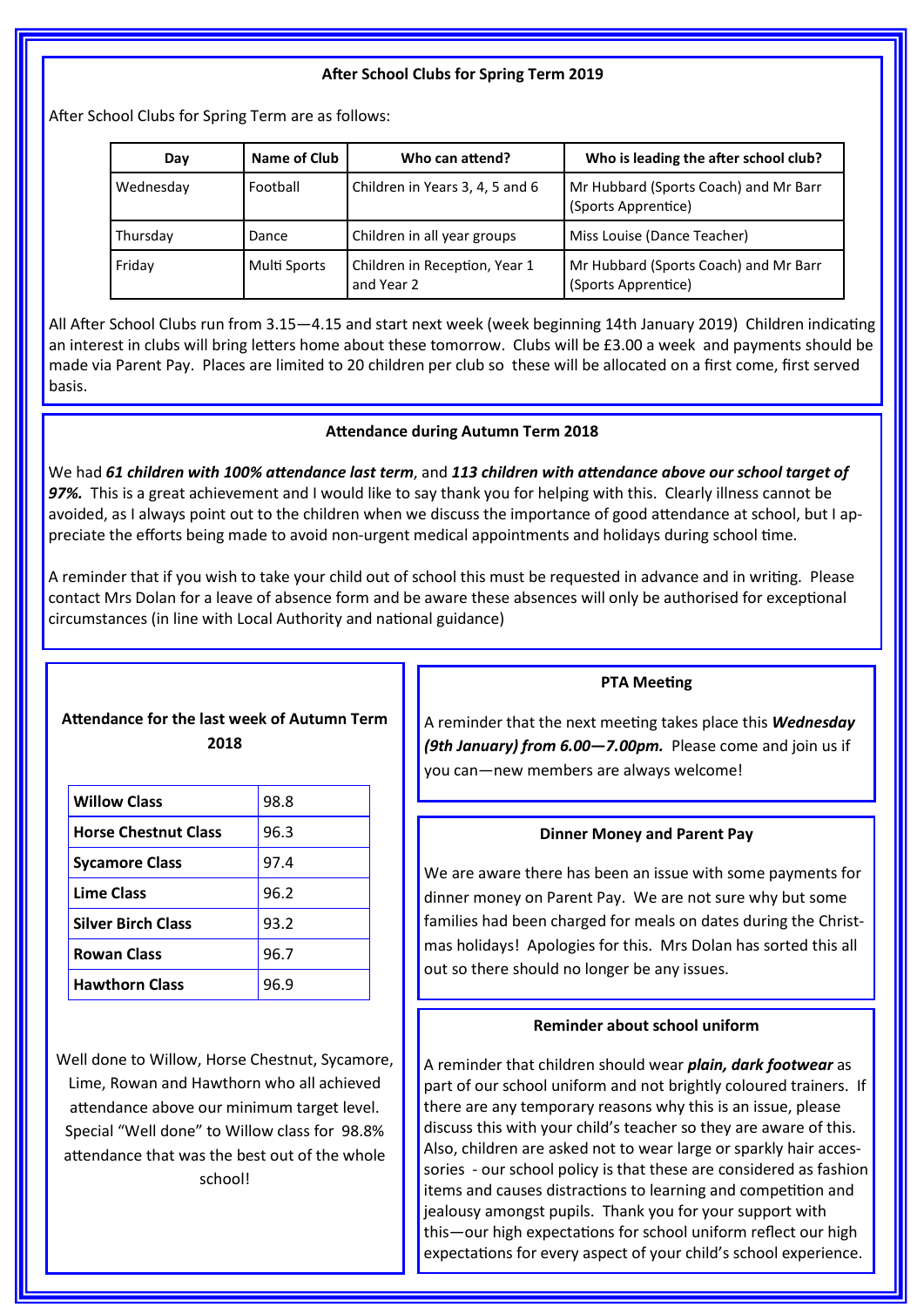## After School Clubs for Spring Term 2019

After School Clubs for Spring Term are as follows:

| Day | Name of Club | Who can attend? | Who is leading the after school club? |
|---|---|---|---|
| Wednesday | Football | Children in Years 3, 4, 5 and 6 | Mr Hubbard (Sports Coach) and Mr Barr (Sports Apprentice) |
| Thursday | Dance | Children in all year groups | Miss Louise (Dance Teacher) |
| Friday | Multi Sports | Children in Reception, Year 1 and Year 2 | Mr Hubbard (Sports Coach) and Mr Barr (Sports Apprentice) |

All After School Clubs run from 3.15—4.15 and start next week (week beginning 14th January 2019) Children indicating an interest in clubs will bring letters home about these tomorrow. Clubs will be £3.00 a week and payments should be made via Parent Pay. Places are limited to 20 children per club so these will be allocated on a first come, first served basis.

## Attendance during Autumn Term 2018

We had ***61 children with 100% attendance last term***, and ***113 children with attendance above our school target of 97%.*** This is a great achievement and I would like to say thank you for helping with this. Clearly illness cannot be avoided, as I always point out to the children when we discuss the importance of good attendance at school, but I appreciate the efforts being made to avoid non-urgent medical appointments and holidays during school time.

A reminder that if you wish to take your child out of school this must be requested in advance and in writing. Please contact Mrs Dolan for a leave of absence form and be aware these absences will only be authorised for exceptional circumstances (in line with Local Authority and national guidance)

## Attendance for the last week of Autumn Term 2018

| Class | Attendance |
|---|---|
| **Willow Class** | 98.8 |
| **Horse Chestnut Class** | 96.3 |
| **Sycamore Class** | 97.4 |
| **Lime Class** | 96.2 |
| **Silver Birch Class** | 93.2 |
| **Rowan Class** | 96.7 |
| **Hawthorn Class** | 96.9 |

Well done to Willow, Horse Chestnut, Sycamore, Lime, Rowan and Hawthorn who all achieved attendance above our minimum target level. Special "Well done" to Willow class for 98.8% attendance that was the best out of the whole school!

## PTA Meeting

A reminder that the next meeting takes place this ***Wednesday (9th January) from 6.00—7.00pm.*** Please come and join us if you can—new members are always welcome!

## Dinner Money and Parent Pay

We are aware there has been an issue with some payments for dinner money on Parent Pay. We are not sure why but some families had been charged for meals on dates during the Christmas holidays! Apologies for this. Mrs Dolan has sorted this all out so there should no longer be any issues.

## Reminder about school uniform

A reminder that children should wear ***plain, dark footwear*** as part of our school uniform and not brightly coloured trainers. If there are any temporary reasons why this is an issue, please discuss this with your child's teacher so they are aware of this. Also, children are asked not to wear large or sparkly hair accessories - our school policy is that these are considered as fashion items and causes distractions to learning and competition and jealousy amongst pupils. Thank you for your support with this—our high expectations for school uniform reflect our high expectations for every aspect of your child's school experience.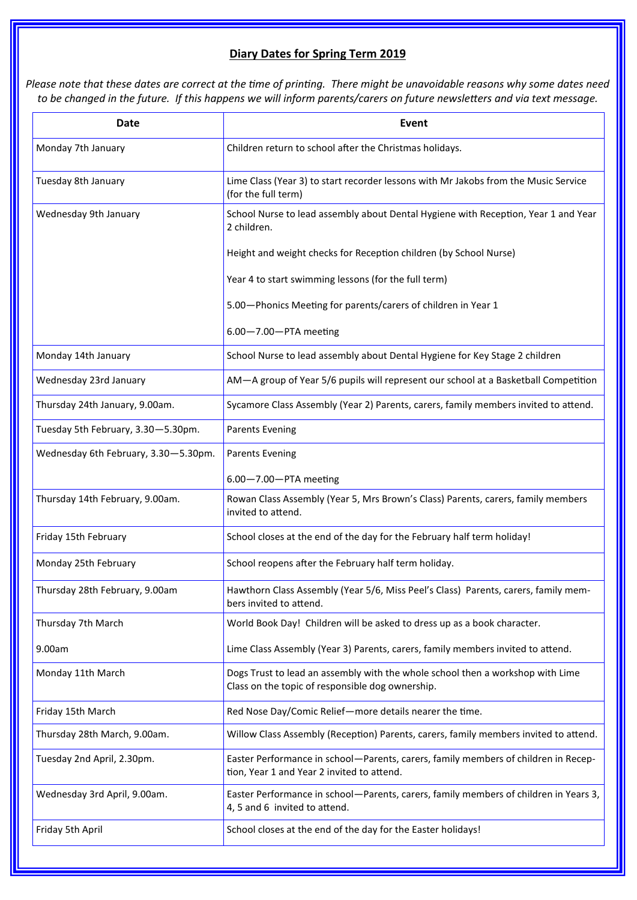## Diary Dates for Spring Term 2019

*Please note that these dates are correct at the time of printing. There might be unavoidable reasons why some dates need to be changed in the future. If this happens we will inform parents/carers on future newsletters and via text message.*

| Date | Event |
|---|---|
| Monday 7th January | Children return to school after the Christmas holidays. |
| Tuesday 8th January | Lime Class (Year 3) to start recorder lessons with Mr Jakobs from the Music Service (for the full term) |
| Wednesday 9th January | School Nurse to lead assembly about Dental Hygiene with Reception, Year 1 and Year 2 children.<br><br>Height and weight checks for Reception children (by School Nurse)<br><br>Year 4 to start swimming lessons (for the full term)<br><br>5.00—Phonics Meeting for parents/carers of children in Year 1<br><br>6.00—7.00—PTA meeting |
| Monday 14th January | School Nurse to lead assembly about Dental Hygiene for Key Stage 2 children |
| Wednesday 23rd January | AM—A group of Year 5/6 pupils will represent our school at a Basketball Competition |
| Thursday 24th January, 9.00am. | Sycamore Class Assembly (Year 2) Parents, carers, family members invited to attend. |
| Tuesday 5th February, 3.30—5.30pm. | Parents Evening |
| Wednesday 6th February, 3.30—5.30pm. | Parents Evening<br><br>6.00—7.00—PTA meeting |
| Thursday 14th February, 9.00am. | Rowan Class Assembly (Year 5, Mrs Brown's Class) Parents, carers, family members invited to attend. |
| Friday 15th February | School closes at the end of the day for the February half term holiday! |
| Monday 25th February | School reopens after the February half term holiday. |
| Thursday 28th February, 9.00am | Hawthorn Class Assembly (Year 5/6, Miss Peel's Class) Parents, carers, family members invited to attend. |
| Thursday 7th March<br><br>9.00am | World Book Day! Children will be asked to dress up as a book character.<br><br>Lime Class Assembly (Year 3) Parents, carers, family members invited to attend. |
| Monday 11th March | Dogs Trust to lead an assembly with the whole school then a workshop with Lime Class on the topic of responsible dog ownership. |
| Friday 15th March | Red Nose Day/Comic Relief—more details nearer the time. |
| Thursday 28th March, 9.00am. | Willow Class Assembly (Reception) Parents, carers, family members invited to attend. |
| Tuesday 2nd April, 2.30pm. | Easter Performance in school—Parents, carers, family members of children in Reception, Year 1 and Year 2 invited to attend. |
| Wednesday 3rd April, 9.00am. | Easter Performance in school—Parents, carers, family members of children in Years 3, 4, 5 and 6 invited to attend. |
| Friday 5th April | School closes at the end of the day for the Easter holidays! |